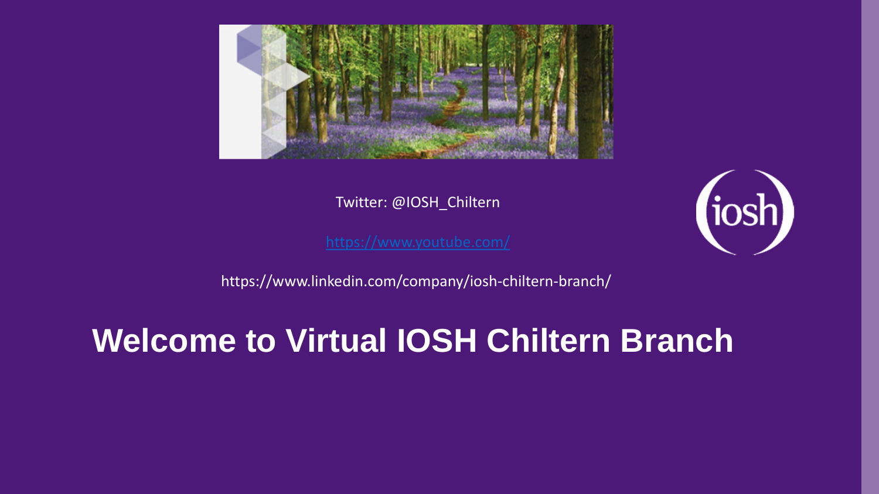Twitter: @IOSH_Chiltern

https://www.youtube.com/

https://www.linkedin.com/company/iosh-chiltern-branch/

# Welcome to Virtual IOSH Chiltern Branch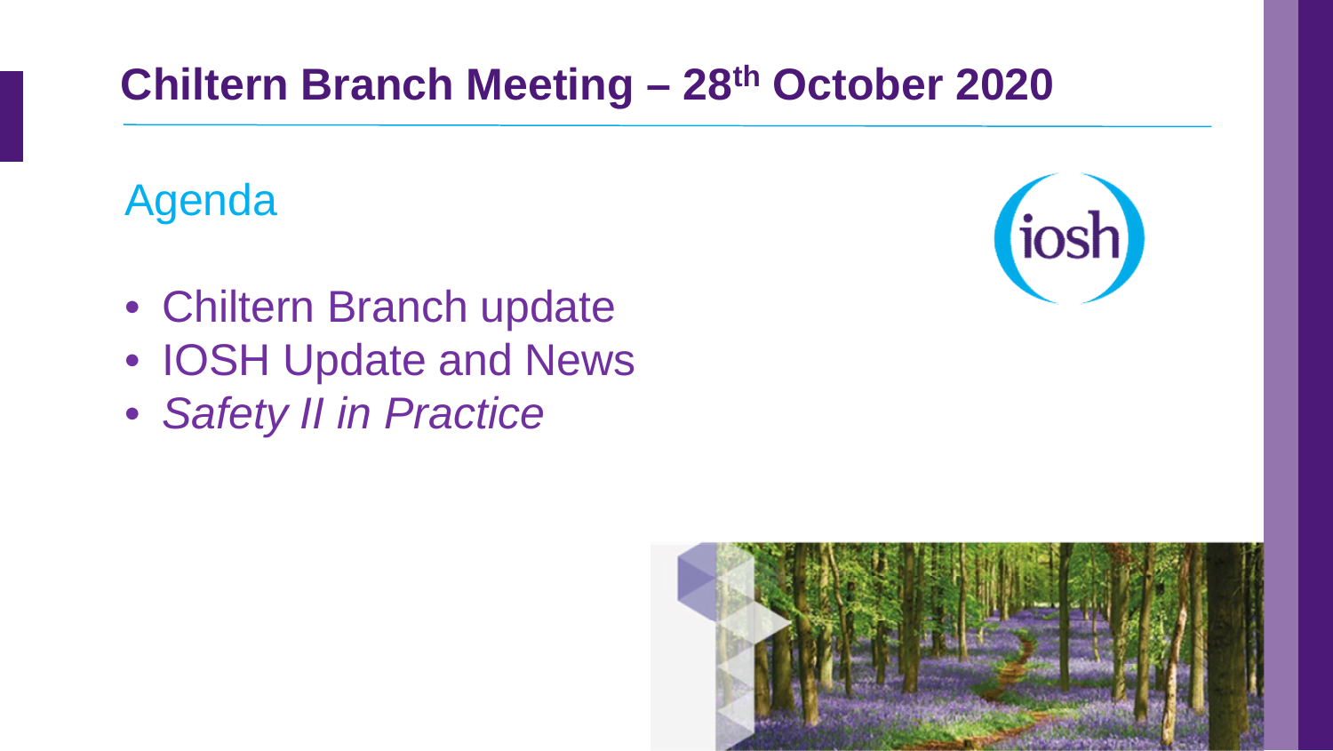# Chiltern Branch Meeting – 28th October 2020

## Agenda

- Chiltern Branch update
- IOSH Update and News
- *Safety II in Practice*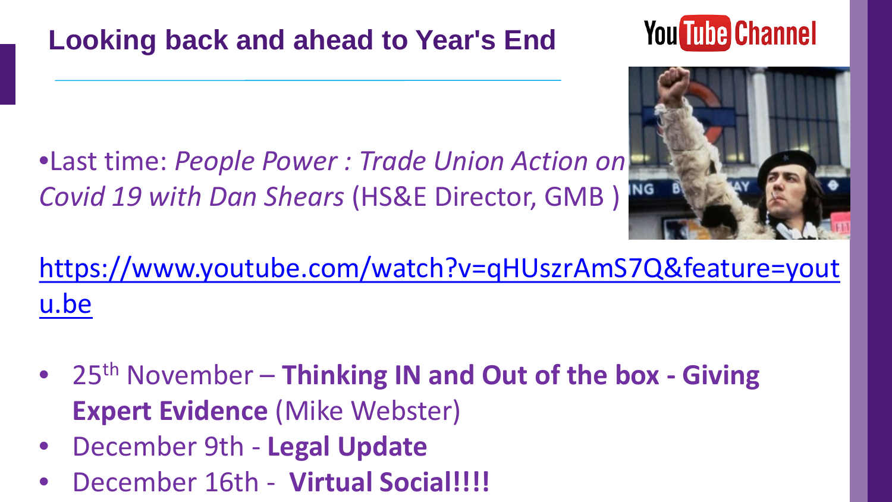# Looking back and ahead to Year's End

YouTube Channel

- Last time: *People Power : Trade Union Action on Covid 19 with Dan Shears* (HS&E Director, GMB )

https://www.youtube.com/watch?v=qHUszrAmS7Q&feature=youtu.be

- 25th November – **Thinking IN and Out of the box - Giving Expert Evidence** (Mike Webster)
- December 9th - **Legal Update**
- December 16th - **Virtual Social!!!!**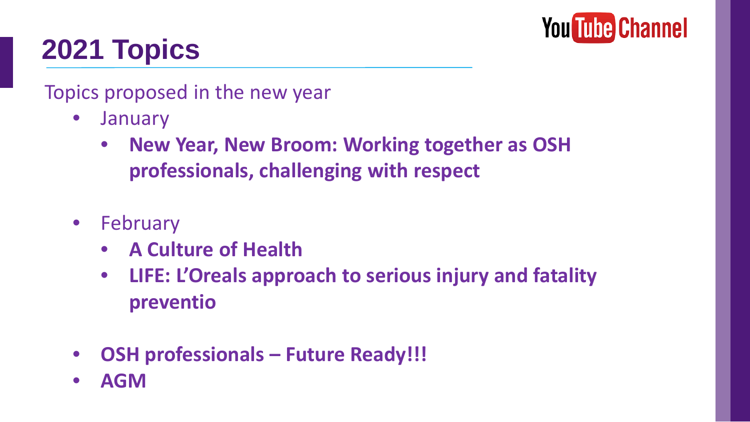# 2021 Topics

YouTube Channel

Topics proposed in the new year

- January
  - **New Year, New Broom: Working together as OSH professionals, challenging with respect**
- February
  - **A Culture of Health**
  - **LIFE: L'Oreals approach to serious injury and fatality preventio**
- **OSH professionals – Future Ready!!!**
- **AGM**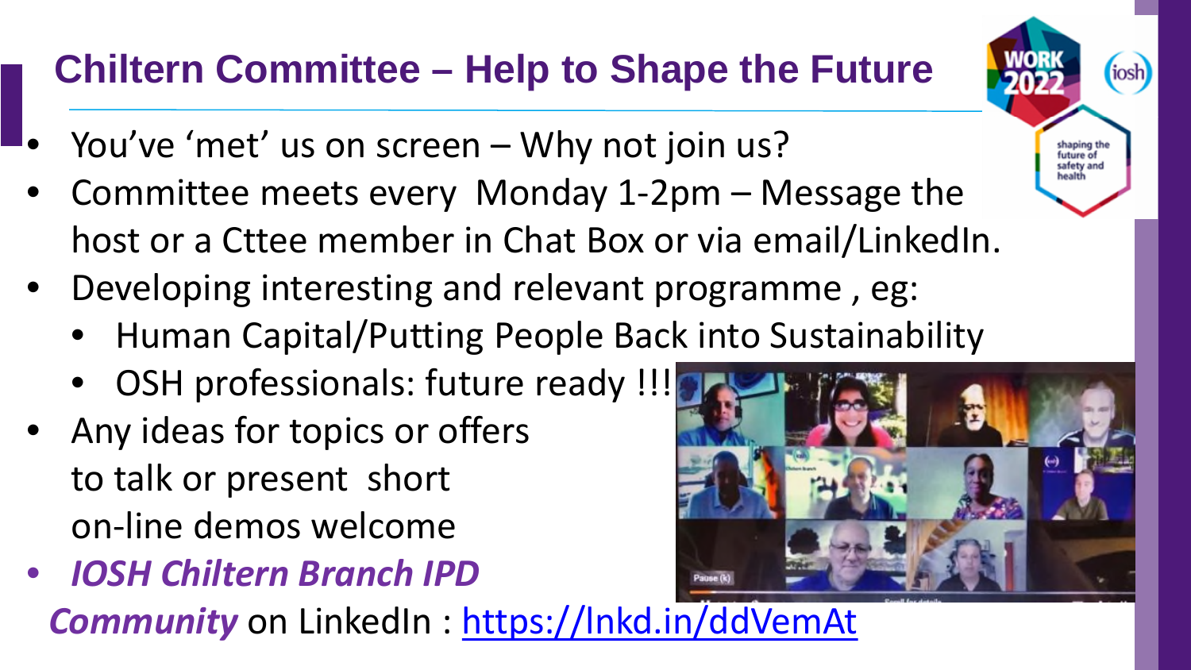# Chiltern Committee – Help to Shape the Future

- You've 'met' us on screen – Why not join us?
- Committee meets every Monday 1-2pm – Message the host or a Cttee member in Chat Box or via email/LinkedIn.
- Developing interesting and relevant programme , eg:
  - Human Capital/Putting People Back into Sustainability
  - OSH professionals: future ready !!!
- Any ideas for topics or offers to talk or present short on-line demos welcome
- ***IOSH Chiltern Branch IPD Community*** on LinkedIn : https://lnkd.in/ddVemAt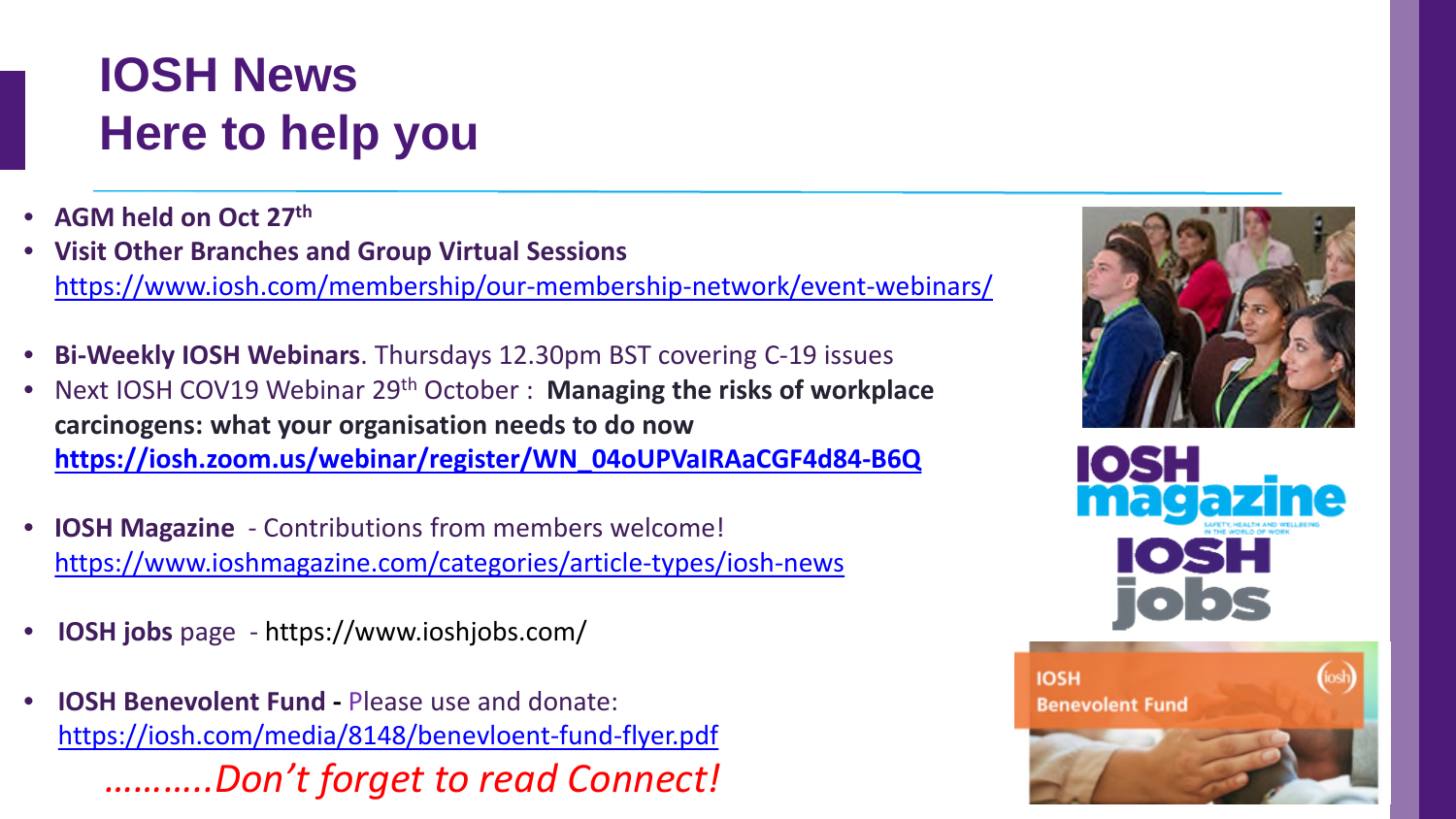# IOSH News
# Here to help you

- **AGM held on Oct 27th**
- **Visit Other Branches and Group Virtual Sessions** https://www.iosh.com/membership/our-membership-network/event-webinars/
- **Bi-Weekly IOSH Webinars**. Thursdays 12.30pm BST covering C-19 issues
- Next IOSH COV19 Webinar 29th October : **Managing the risks of workplace carcinogens: what your organisation needs to do now** **https://iosh.zoom.us/webinar/register/WN_04oUPVaIRAaCGF4d84-B6Q**
- **IOSH Magazine** - Contributions from members welcome! https://www.ioshmagazine.com/categories/article-types/iosh-news
- **IOSH jobs** page - https://www.ioshjobs.com/
- **IOSH Benevolent Fund -** Please use and donate: https://iosh.com/media/8148/benevloent-fund-flyer.pdf

*………..Don't forget to read Connect!*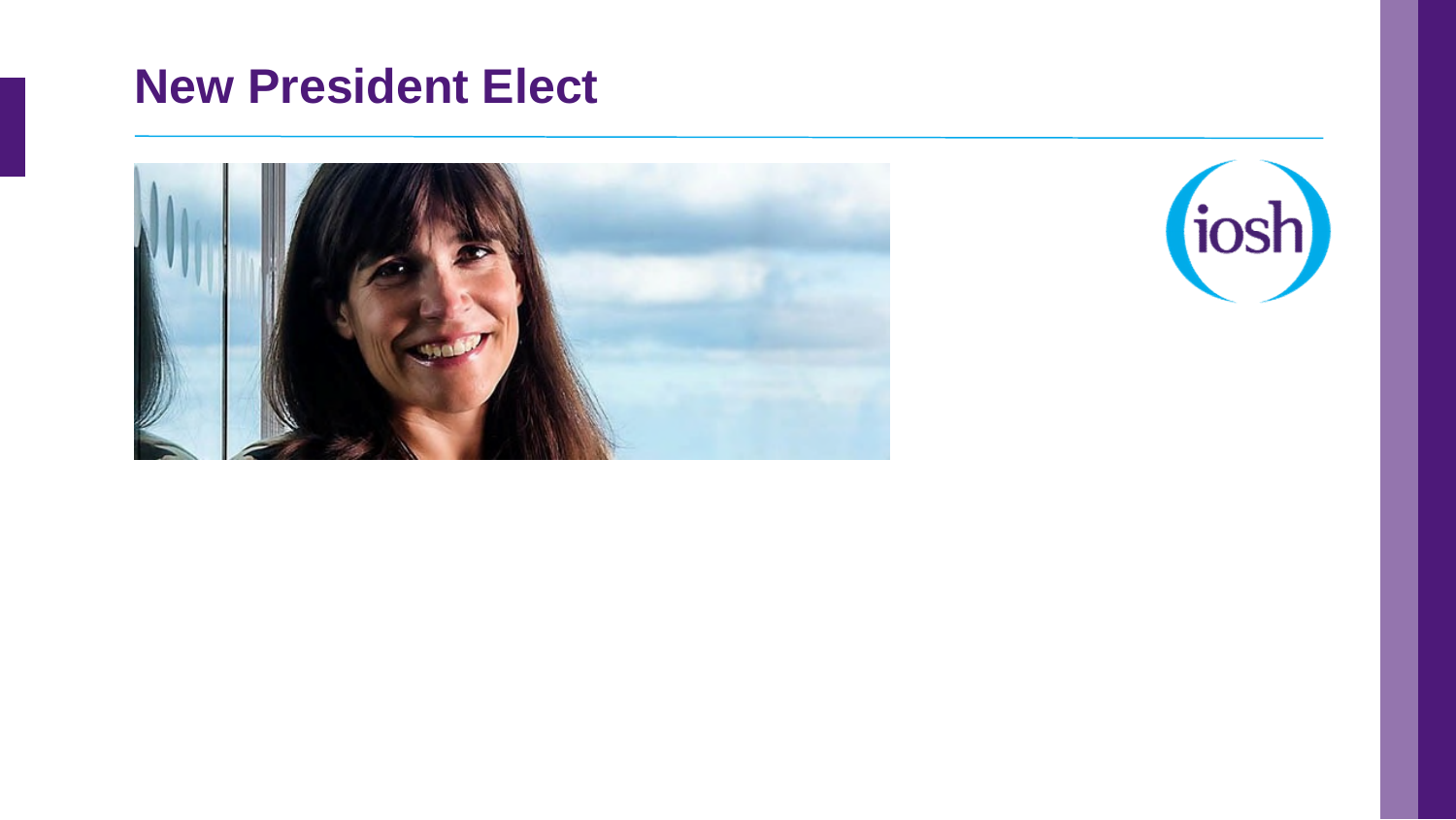# New President Elect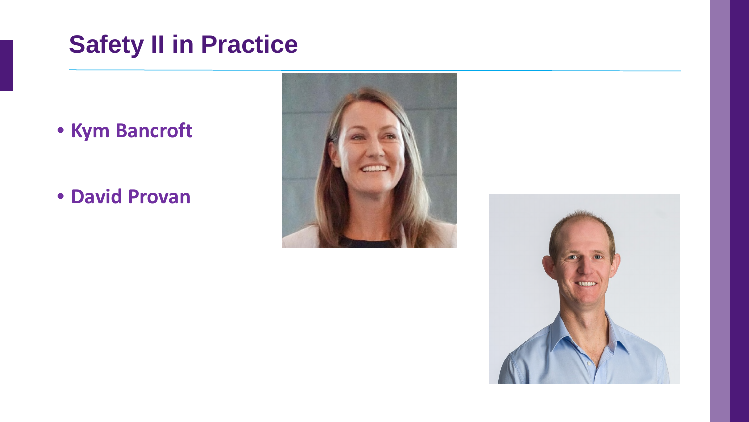# Safety II in Practice

- **Kym Bancroft**
- **David Provan**